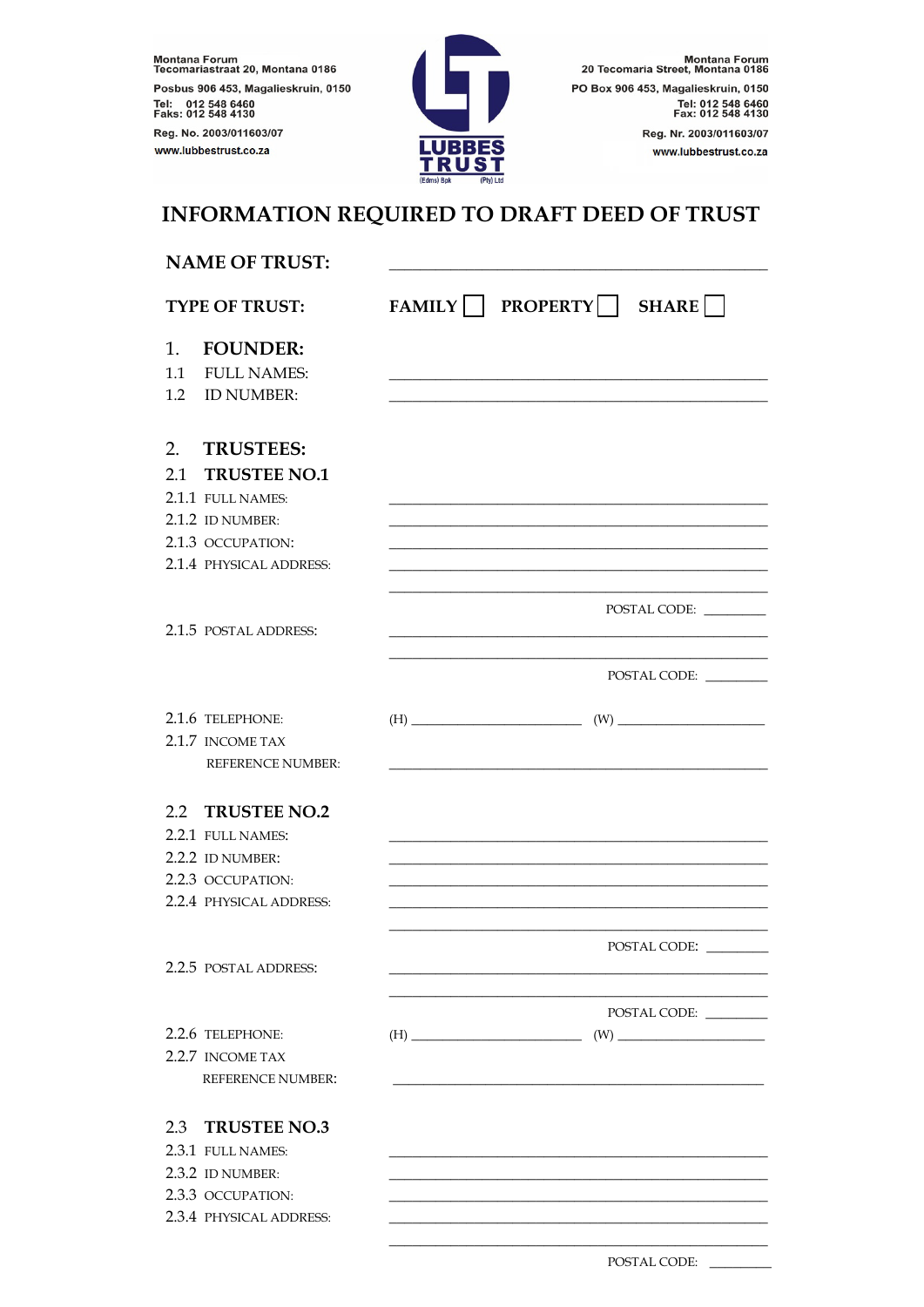Montana Forum
Tecomariastraat 20, Montana 0186

Posbus 906 453, Magalieskruin, 0150

Tel: 012 548 6460
Faks: 012 548 4130

Reg. No. 2003/011603/07

www.lubbestrust.co.za

LUBBES TRUST (Edms) Bpk (Pty) Ltd

Montana Forum
20 Tecomaria Street, Montana 0186

PO Box 906 453, Magalieskruin, 0150

Tel: 012 548 6460
Fax: 012 548 4130

Reg. Nr. 2003/011603/07

www.lubbestrust.co.za

# INFORMATION REQUIRED TO DRAFT DEED OF TRUST

**NAME OF TRUST:** ______________________________

**TYPE OF TRUST:** **FAMILY** ☐ **PROPERTY** ☐ **SHARE** ☐

## 1. FOUNDER:

1.1 FULL NAMES: ______________________________

1.2 ID NUMBER: ______________________________

## 2. TRUSTEES:

### 2.1 TRUSTEE NO.1

2.1.1 FULL NAMES: ______________________________

2.1.2 ID NUMBER: ______________________________

2.1.3 OCCUPATION: ______________________________

2.1.4 PHYSICAL ADDRESS: ______________________________

______________________________

POSTAL CODE: _________

2.1.5 POSTAL ADDRESS: ______________________________

______________________________

POSTAL CODE: _________

2.1.6 TELEPHONE: (H) ______________ (W) ______________

2.1.7 INCOME TAX
REFERENCE NUMBER: ______________________________

### 2.2 TRUSTEE NO.2

2.2.1 FULL NAMES: ______________________________

2.2.2 ID NUMBER: ______________________________

2.2.3 OCCUPATION: ______________________________

2.2.4 PHYSICAL ADDRESS: ______________________________

______________________________

POSTAL CODE: _________

2.2.5 POSTAL ADDRESS: ______________________________

______________________________

POSTAL CODE: _________

2.2.6 TELEPHONE: (H) ______________ (W) ______________

2.2.7 INCOME TAX
REFERENCE NUMBER: ______________________________

### 2.3 TRUSTEE NO.3

2.3.1 FULL NAMES: ______________________________

2.3.2 ID NUMBER: ______________________________

2.3.3 OCCUPATION: ______________________________

2.3.4 PHYSICAL ADDRESS: ______________________________

______________________________

POSTAL CODE: _________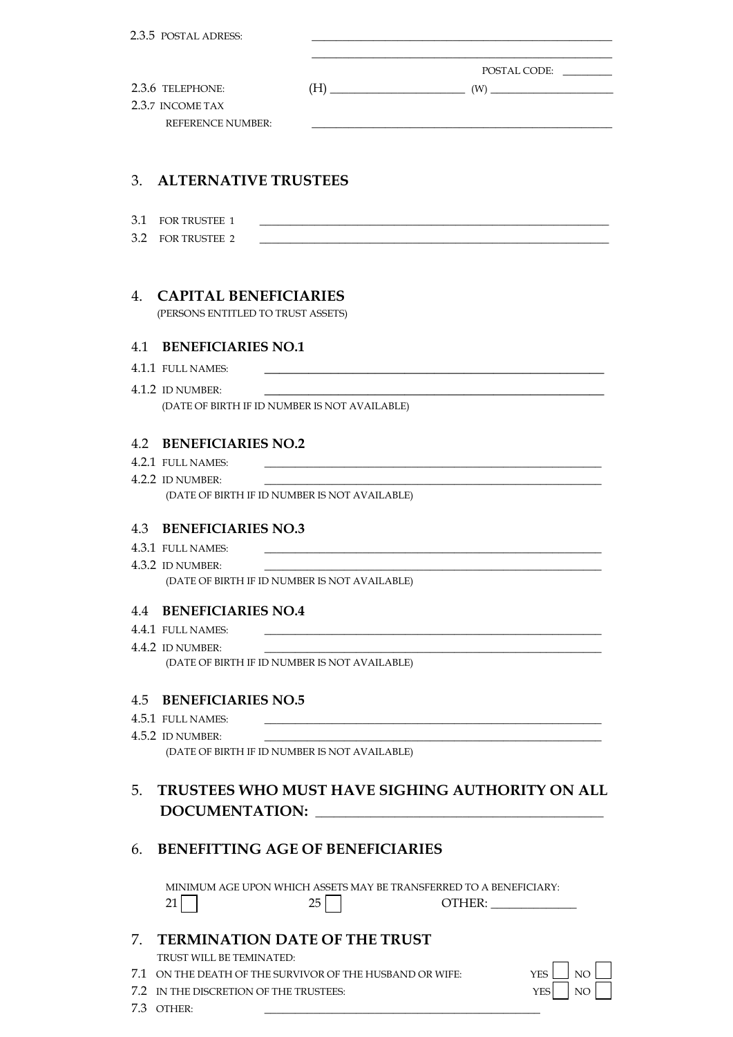2.3.5 POSTAL ADRESS: ____________________________________________________

____________________________________________________

POSTAL CODE: _________

2.3.6 TELEPHONE: (H) ________________________ (W) ______________________

2.3.7 INCOME TAX REFERENCE NUMBER: ____________________________________________________

## 3. ALTERNATIVE TRUSTEES

3.1 FOR TRUSTEE 1 ______________________________________________________________

3.2 FOR TRUSTEE 2 ______________________________________________________________

## 4. CAPITAL BENEFICIARIES

(PERSONS ENTITLED TO TRUST ASSETS)

### 4.1 BENEFICIARIES NO.1

4.1.1 FULL NAMES: __________________________________________________________

4.1.2 ID NUMBER: __________________________________________________________

(DATE OF BIRTH IF ID NUMBER IS NOT AVAILABLE)

### 4.2 BENEFICIARIES NO.2

4.2.1 FULL NAMES: __________________________________________________________

4.2.2 ID NUMBER: __________________________________________________________

(DATE OF BIRTH IF ID NUMBER IS NOT AVAILABLE)

### 4.3 BENEFICIARIES NO.3

4.3.1 FULL NAMES: __________________________________________________________

4.3.2 ID NUMBER: __________________________________________________________

(DATE OF BIRTH IF ID NUMBER IS NOT AVAILABLE)

### 4.4 BENEFICIARIES NO.4

4.4.1 FULL NAMES: __________________________________________________________

4.4.2 ID NUMBER: __________________________________________________________

(DATE OF BIRTH IF ID NUMBER IS NOT AVAILABLE)

### 4.5 BENEFICIARIES NO.5

4.5.1 FULL NAMES: __________________________________________________________

4.5.2 ID NUMBER: __________________________________________________________

(DATE OF BIRTH IF ID NUMBER IS NOT AVAILABLE)

## 5. TRUSTEES WHO MUST HAVE SIGHING AUTHORITY ON ALL DOCUMENTATION: ________________________________________

## 6. BENEFITTING AGE OF BENEFICIARIES

MINIMUM AGE UPON WHICH ASSETS MAY BE TRANSFERRED TO A BENEFICIARY:

21 ☐ 25 ☐ OTHER: ______________

## 7. TERMINATION DATE OF THE TRUST

TRUST WILL BE TEMINATED:

7.1 ON THE DEATH OF THE SURVIVOR OF THE HUSBAND OR WIFE: YES ☐ NO ☐

7.2 IN THE DISCRETION OF THE TRUSTEES: YES ☐ NO ☐

7.3 OTHER: __________________________________________________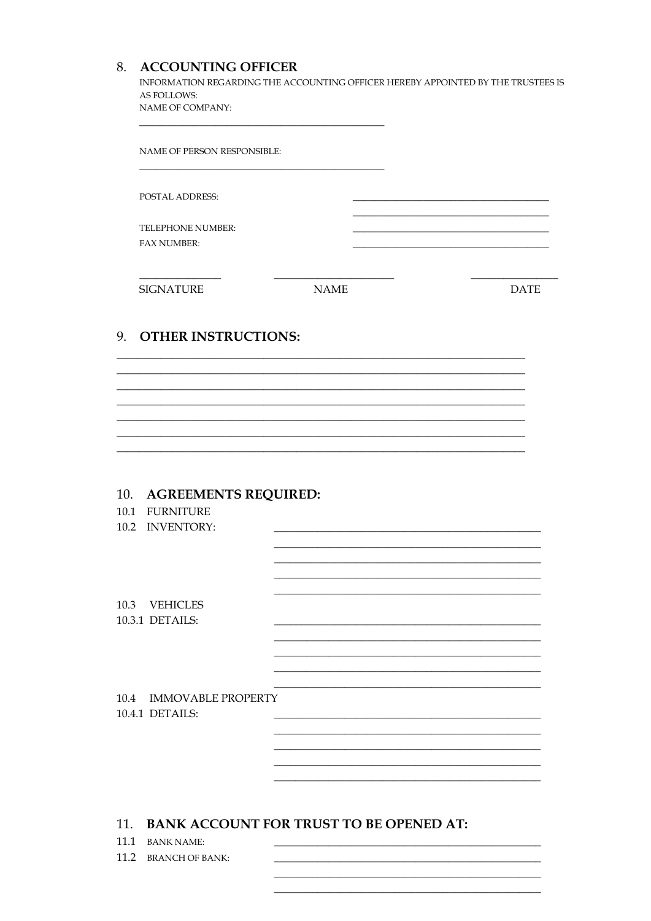## 8. ACCOUNTING OFFICER

INFORMATION REGARDING THE ACCOUNTING OFFICER HEREBY APPOINTED BY THE TRUSTEES IS AS FOLLOWS:

NAME OF COMPANY:

______________________________________________________

NAME OF PERSON RESPONSIBLE:

______________________________________________________

POSTAL ADDRESS: ______________________________________________

______________________________________________

TELEPHONE NUMBER: ______________________________________________

FAX NUMBER: ______________________________________________

| ________________ | __________________________ | ________________ |
|---|---|---|
| SIGNATURE | NAME | DATE |

## 9. OTHER INSTRUCTIONS:

________________________________________________________________________________

________________________________________________________________________________

________________________________________________________________________________

________________________________________________________________________________

________________________________________________________________________________

________________________________________________________________________________

________________________________________________________________________________

## 10. AGREEMENTS REQUIRED:

10.1 FURNITURE

10.2 INVENTORY: ______________________________________________________

______________________________________________________

______________________________________________________

______________________________________________________

______________________________________________________

10.3 VEHICLES

10.3.1 DETAILS: ______________________________________________________

______________________________________________________

______________________________________________________

______________________________________________________

______________________________________________________

10.4 IMMOVABLE PROPERTY

10.4.1 DETAILS: ______________________________________________________

______________________________________________________

______________________________________________________

______________________________________________________

______________________________________________________

## 11. BANK ACCOUNT FOR TRUST TO BE OPENED AT:

11.1 BANK NAME: ______________________________________________________

11.2 BRANCH OF BANK: ______________________________________________________

______________________________________________________

______________________________________________________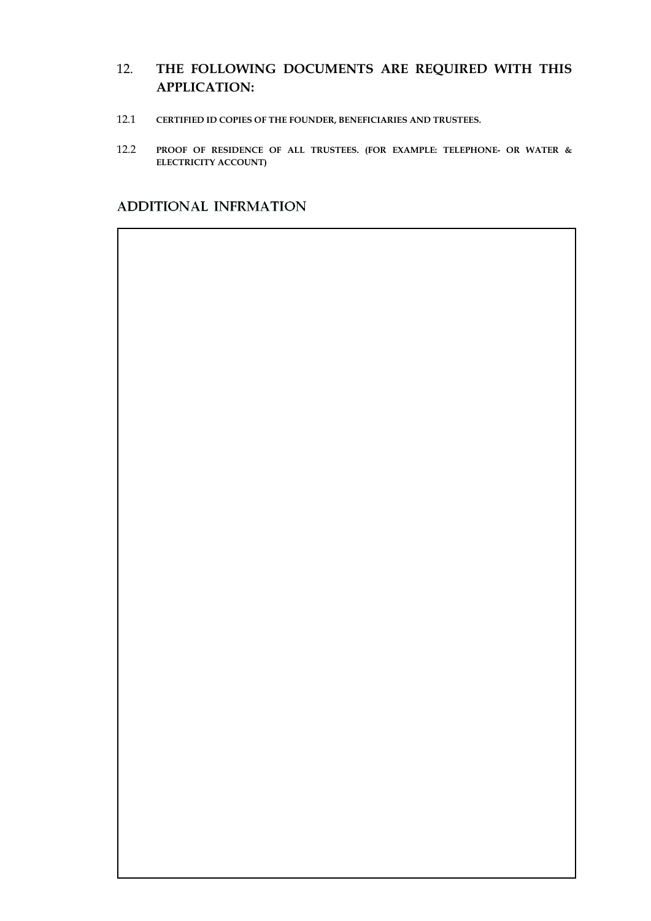## 12. THE FOLLOWING DOCUMENTS ARE REQUIRED WITH THIS APPLICATION:

12.1 **CERTIFIED ID COPIES OF THE FOUNDER, BENEFICIARIES AND TRUSTEES.**

12.2 **PROOF OF RESIDENCE OF ALL TRUSTEES. (FOR EXAMPLE: TELEPHONE- OR WATER & ELECTRICITY ACCOUNT)**

## ADDITIONAL INFRMATION